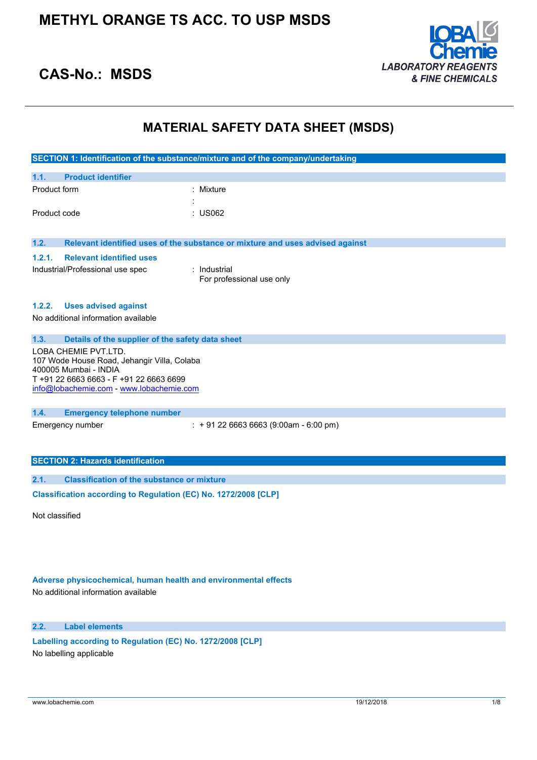# METHYL ORANGE TS ACC. TO USP MSDS

## CAS-No.: MSDS

LOBA Chemie
*LABORATORY REAGENTS & FINE CHEMICALS*

# MATERIAL SAFETY DATA SHEET (MSDS)

## SECTION 1: Identification of the substance/mixture and of the company/undertaking

### 1.1. Product identifier

| | |
|---|---|
| Product form | : Mixture |
| | : |
| Product code | : US062 |

### 1.2. Relevant identified uses of the substance or mixture and uses advised against

#### 1.2.1. Relevant identified uses

| | |
|---|---|
| Industrial/Professional use spec | : Industrial<br>For professional use only |

#### 1.2.2. Uses advised against

No additional information available

### 1.3. Details of the supplier of the safety data sheet

LOBA CHEMIE PVT.LTD.
107 Wode House Road, Jehangir Villa, Colaba
400005 Mumbai - INDIA
T +91 22 6663 6663 - F +91 22 6663 6699
info@lobachemie.com - www.lobachemie.com

### 1.4. Emergency telephone number

| | |
|---|---|
| Emergency number | : + 91 22 6663 6663 (9:00am - 6:00 pm) |

## SECTION 2: Hazards identification

### 2.1. Classification of the substance or mixture

**Classification according to Regulation (EC) No. 1272/2008 [CLP]**

Not classified

**Adverse physicochemical, human health and environmental effects**

No additional information available

### 2.2. Label elements

**Labelling according to Regulation (EC) No. 1272/2008 [CLP]**

No labelling applicable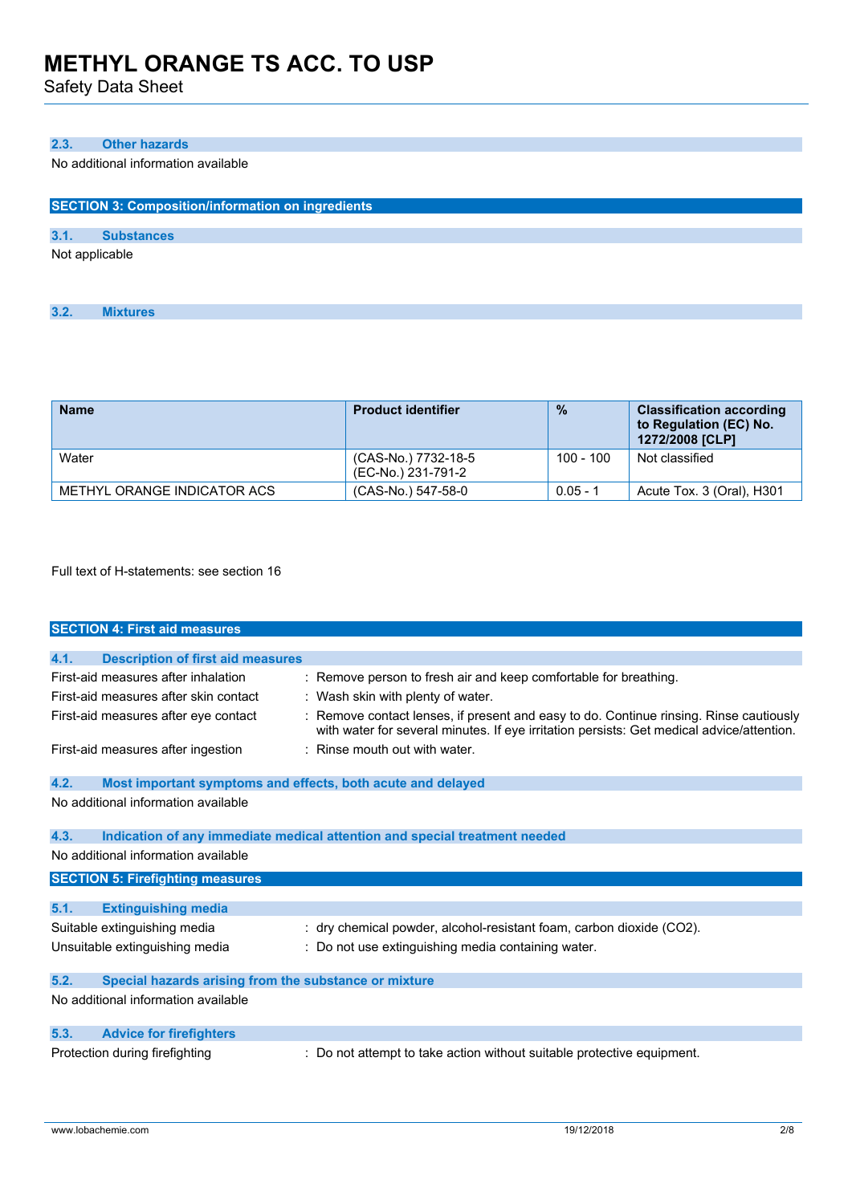### 2.3. Other hazards

No additional information available

## SECTION 3: Composition/information on ingredients

### 3.1. Substances

Not applicable

### 3.2. Mixtures

| Name | Product identifier | % | Classification according to Regulation (EC) No. 1272/2008 [CLP] |
|---|---|---|---|
| Water | (CAS-No.) 7732-18-5<br>(EC-No.) 231-791-2 | 100 - 100 | Not classified |
| METHYL ORANGE INDICATOR ACS | (CAS-No.) 547-58-0 | 0.05 - 1 | Acute Tox. 3 (Oral), H301 |

Full text of H-statements: see section 16

## SECTION 4: First aid measures

### 4.1. Description of first aid measures

First-aid measures after inhalation : Remove person to fresh air and keep comfortable for breathing.

First-aid measures after skin contact : Wash skin with plenty of water.

First-aid measures after eye contact : Remove contact lenses, if present and easy to do. Continue rinsing. Rinse cautiously with water for several minutes. If eye irritation persists: Get medical advice/attention.

First-aid measures after ingestion : Rinse mouth out with water.

### 4.2. Most important symptoms and effects, both acute and delayed

No additional information available

### 4.3. Indication of any immediate medical attention and special treatment needed

No additional information available

## SECTION 5: Firefighting measures

### 5.1. Extinguishing media

Suitable extinguishing media : dry chemical powder, alcohol-resistant foam, carbon dioxide ($CO_2$).

Unsuitable extinguishing media : Do not use extinguishing media containing water.

### 5.2. Special hazards arising from the substance or mixture

No additional information available

### 5.3. Advice for firefighters

Protection during firefighting : Do not attempt to take action without suitable protective equipment.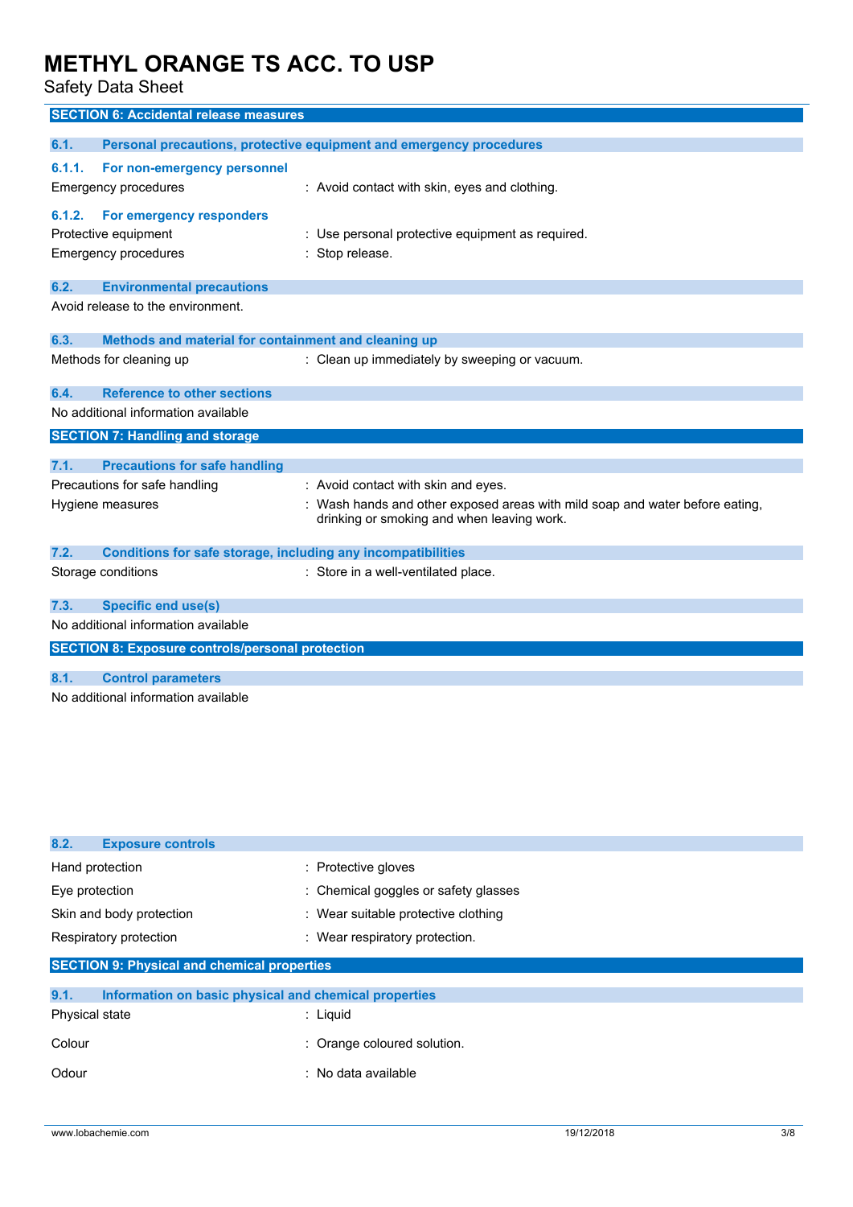## SECTION 6: Accidental release measures

### 6.1. Personal precautions, protective equipment and emergency procedures

#### 6.1.1. For non-emergency personnel

| | |
|---|---|
| Emergency procedures | : Avoid contact with skin, eyes and clothing. |

#### 6.1.2. For emergency responders

| | |
|---|---|
| Protective equipment | : Use personal protective equipment as required. |
| Emergency procedures | : Stop release. |

### 6.2. Environmental precautions

Avoid release to the environment.

### 6.3. Methods and material for containment and cleaning up

| | |
|---|---|
| Methods for cleaning up | : Clean up immediately by sweeping or vacuum. |

### 6.4. Reference to other sections

No additional information available

## SECTION 7: Handling and storage

### 7.1. Precautions for safe handling

| | |
|---|---|
| Precautions for safe handling | : Avoid contact with skin and eyes. |
| Hygiene measures | : Wash hands and other exposed areas with mild soap and water before eating, drinking or smoking and when leaving work. |

### 7.2. Conditions for safe storage, including any incompatibilities

| | |
|---|---|
| Storage conditions | : Store in a well-ventilated place. |

### 7.3. Specific end use(s)

No additional information available

## SECTION 8: Exposure controls/personal protection

### 8.1. Control parameters

No additional information available

### 8.2. Exposure controls

| | |
|---|---|
| Hand protection | : Protective gloves |
| Eye protection | : Chemical goggles or safety glasses |
| Skin and body protection | : Wear suitable protective clothing |
| Respiratory protection | : Wear respiratory protection. |

## SECTION 9: Physical and chemical properties

### 9.1. Information on basic physical and chemical properties

| | |
|---|---|
| Physical state | : Liquid |
| Colour | : Orange coloured solution. |
| Odour | : No data available |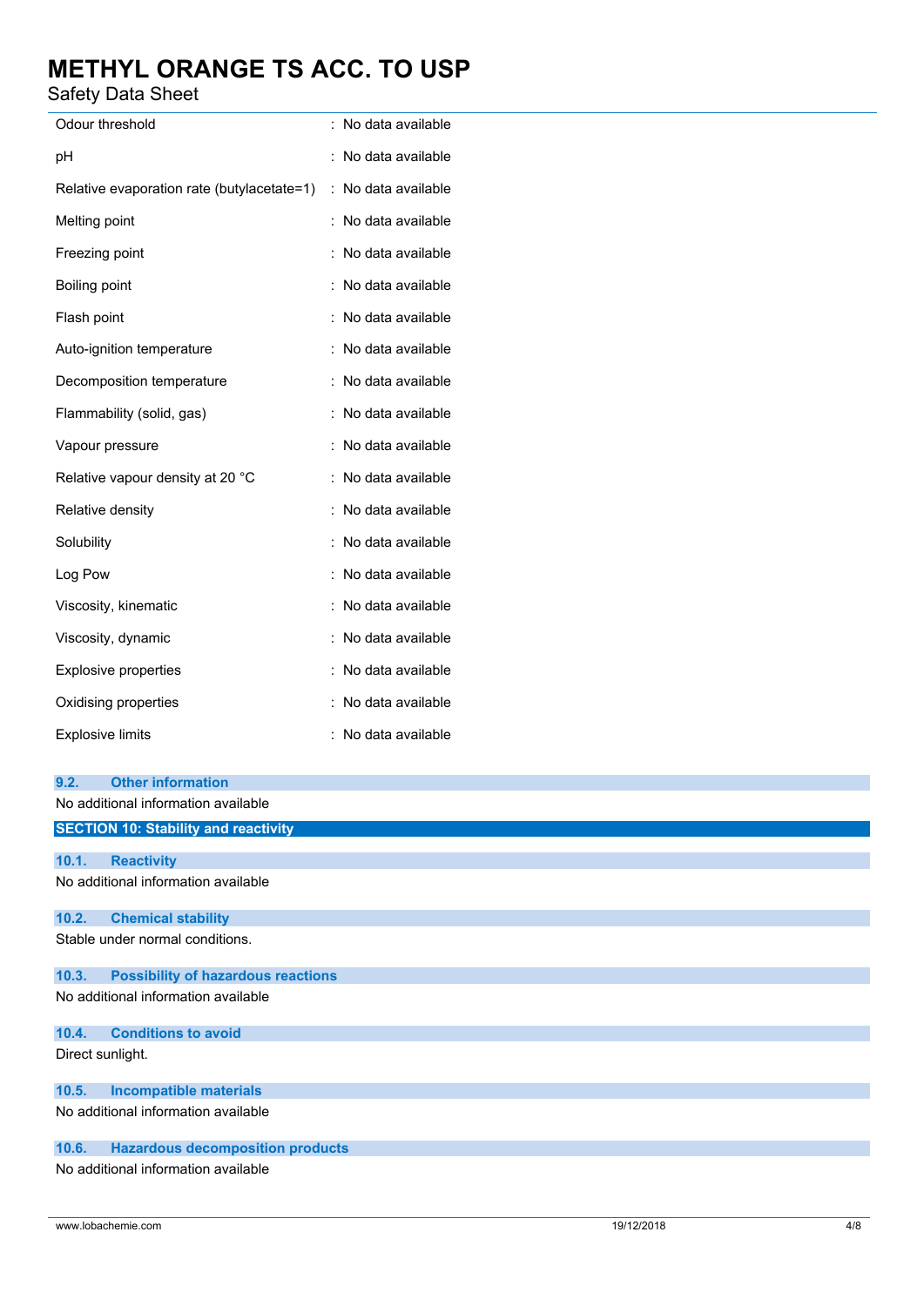| | |
|---|---|
| Odour threshold | : No data available |
| pH | : No data available |
| Relative evaporation rate (butylacetate=1) | : No data available |
| Melting point | : No data available |
| Freezing point | : No data available |
| Boiling point | : No data available |
| Flash point | : No data available |
| Auto-ignition temperature | : No data available |
| Decomposition temperature | : No data available |
| Flammability (solid, gas) | : No data available |
| Vapour pressure | : No data available |
| Relative vapour density at 20 °C | : No data available |
| Relative density | : No data available |
| Solubility | : No data available |
| Log Pow | : No data available |
| Viscosity, kinematic | : No data available |
| Viscosity, dynamic | : No data available |
| Explosive properties | : No data available |
| Oxidising properties | : No data available |
| Explosive limits | : No data available |

### 9.2. Other information

No additional information available

## SECTION 10: Stability and reactivity

### 10.1. Reactivity

No additional information available

### 10.2. Chemical stability

Stable under normal conditions.

### 10.3. Possibility of hazardous reactions

No additional information available

### 10.4. Conditions to avoid

Direct sunlight.

### 10.5. Incompatible materials

No additional information available

### 10.6. Hazardous decomposition products

No additional information available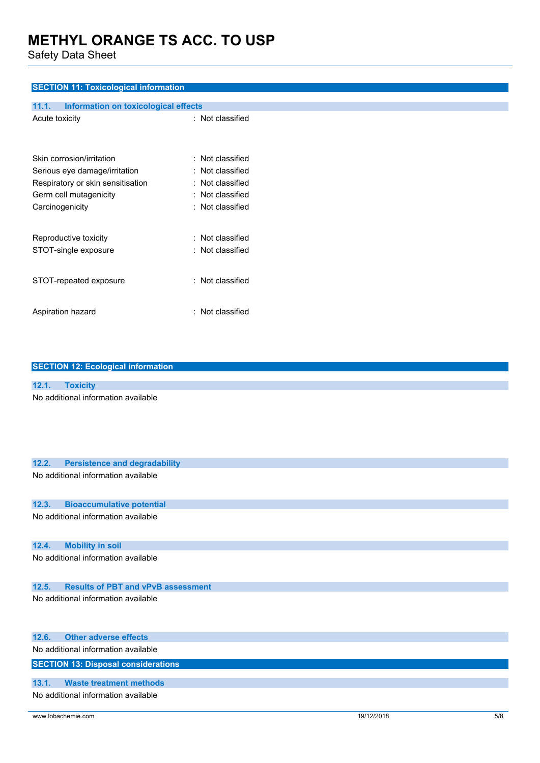## SECTION 11: Toxicological information

### 11.1. Information on toxicological effects

| | |
|---|---|
| Acute toxicity | : Not classified |
| Skin corrosion/irritation | : Not classified |
| Serious eye damage/irritation | : Not classified |
| Respiratory or skin sensitisation | : Not classified |
| Germ cell mutagenicity | : Not classified |
| Carcinogenicity | : Not classified |
| Reproductive toxicity | : Not classified |
| STOT-single exposure | : Not classified |
| STOT-repeated exposure | : Not classified |
| Aspiration hazard | : Not classified |

## SECTION 12: Ecological information

### 12.1. Toxicity

No additional information available

### 12.2. Persistence and degradability

No additional information available

### 12.3. Bioaccumulative potential

No additional information available

### 12.4. Mobility in soil

No additional information available

### 12.5. Results of PBT and vPvB assessment

No additional information available

### 12.6. Other adverse effects

No additional information available

## SECTION 13: Disposal considerations

### 13.1. Waste treatment methods

No additional information available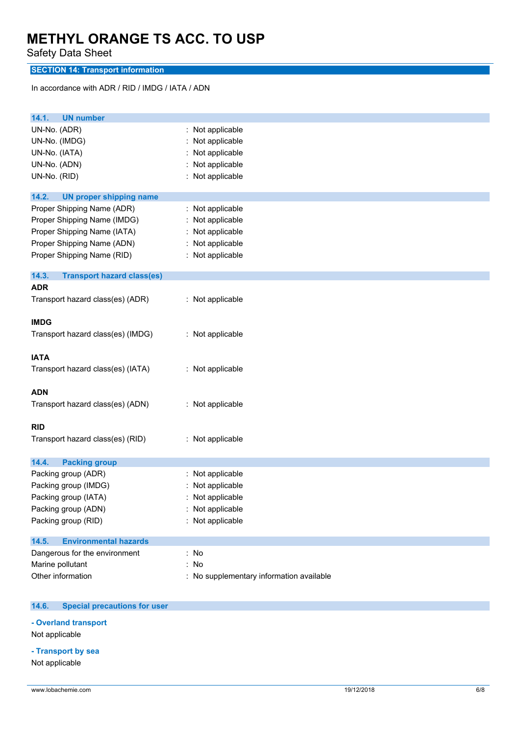# METHYL ORANGE TS ACC. TO USP

Safety Data Sheet

## SECTION 14: Transport information

In accordance with ADR / RID / IMDG / IATA / ADN

### 14.1. UN number

UN-No. (ADR) : Not applicable
UN-No. (IMDG) : Not applicable
UN-No. (IATA) : Not applicable
UN-No. (ADN) : Not applicable
UN-No. (RID) : Not applicable

### 14.2. UN proper shipping name

Proper Shipping Name (ADR) : Not applicable
Proper Shipping Name (IMDG) : Not applicable
Proper Shipping Name (IATA) : Not applicable
Proper Shipping Name (ADN) : Not applicable
Proper Shipping Name (RID) : Not applicable

### 14.3. Transport hazard class(es)

**ADR**

Transport hazard class(es) (ADR) : Not applicable

**IMDG**

Transport hazard class(es) (IMDG) : Not applicable

**IATA**

Transport hazard class(es) (IATA) : Not applicable

**ADN**

Transport hazard class(es) (ADN) : Not applicable

**RID**

Transport hazard class(es) (RID) : Not applicable

### 14.4. Packing group

Packing group (ADR) : Not applicable
Packing group (IMDG) : Not applicable
Packing group (IATA) : Not applicable
Packing group (ADN) : Not applicable
Packing group (RID) : Not applicable

### 14.5. Environmental hazards

Dangerous for the environment : No
Marine pollutant : No
Other information : No supplementary information available

### 14.6. Special precautions for user

**- Overland transport**

Not applicable

**- Transport by sea**

Not applicable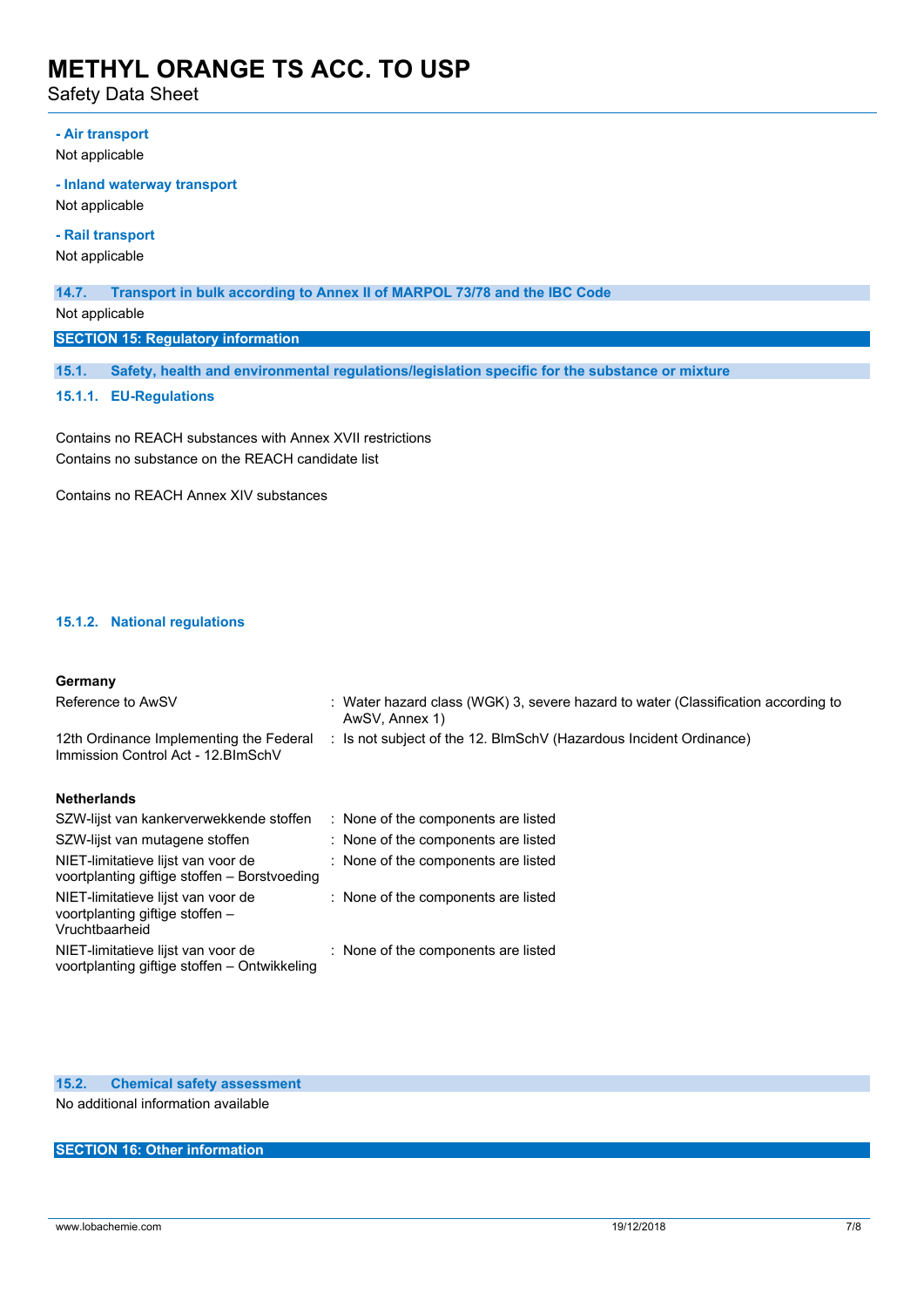**- Air transport**

Not applicable

**- Inland waterway transport**

Not applicable

**- Rail transport**

Not applicable

### 14.7. Transport in bulk according to Annex II of MARPOL 73/78 and the IBC Code

Not applicable

## SECTION 15: Regulatory information

### 15.1. Safety, health and environmental regulations/legislation specific for the substance or mixture

#### 15.1.1. EU-Regulations

Contains no REACH substances with Annex XVII restrictions
Contains no substance on the REACH candidate list

Contains no REACH Annex XIV substances

#### 15.1.2. National regulations

**Germany**

| | |
|---|---|
| Reference to AwSV | : Water hazard class (WGK) 3, severe hazard to water (Classification according to AwSV, Annex 1) |
| 12th Ordinance Implementing the Federal Immission Control Act - 12.BImSchV | : Is not subject of the 12. BlmSchV (Hazardous Incident Ordinance) |

**Netherlands**

| | |
|---|---|
| SZW-lijst van kankerverwekkende stoffen | : None of the components are listed |
| SZW-lijst van mutagene stoffen | : None of the components are listed |
| NIET-limitatieve lijst van voor de voortplanting giftige stoffen – Borstvoeding | : None of the components are listed |
| NIET-limitatieve lijst van voor de voortplanting giftige stoffen – Vruchtbaarheid | : None of the components are listed |
| NIET-limitatieve lijst van voor de voortplanting giftige stoffen – Ontwikkeling | : None of the components are listed |

### 15.2. Chemical safety assessment

No additional information available

## SECTION 16: Other information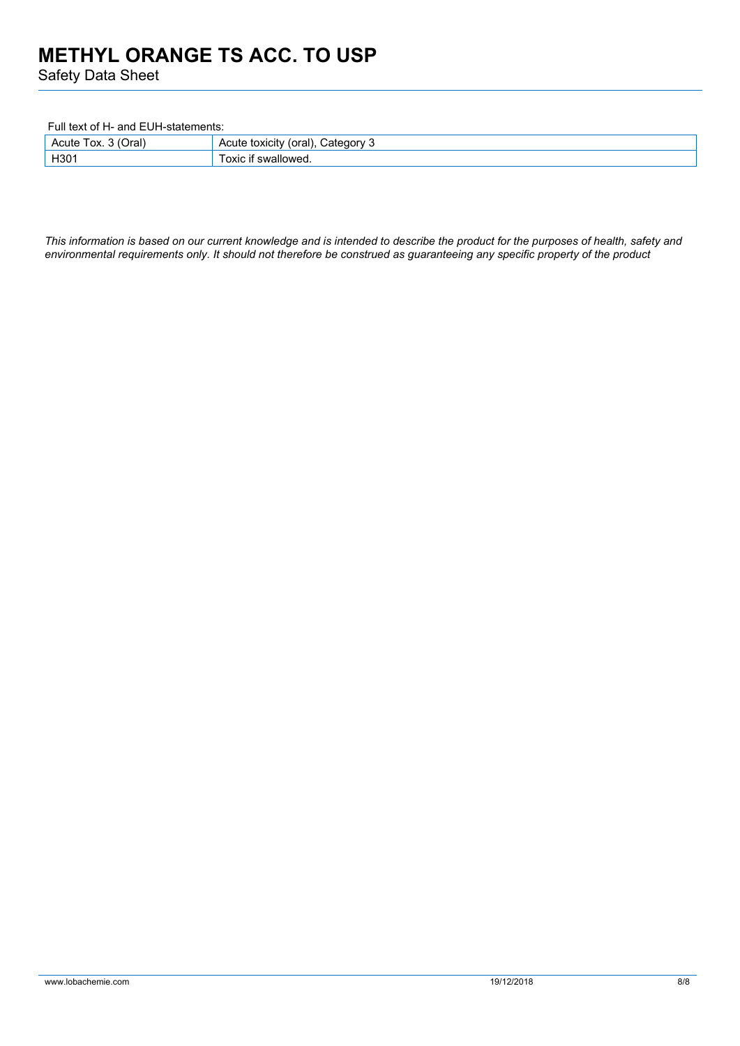Full text of H- and EUH-statements:

| | |
|---|---|
| Acute Tox. 3 (Oral) | Acute toxicity (oral), Category 3 |
| H301 | Toxic if swallowed. |

*This information is based on our current knowledge and is intended to describe the product for the purposes of health, safety and environmental requirements only. It should not therefore be construed as guaranteeing any specific property of the product*